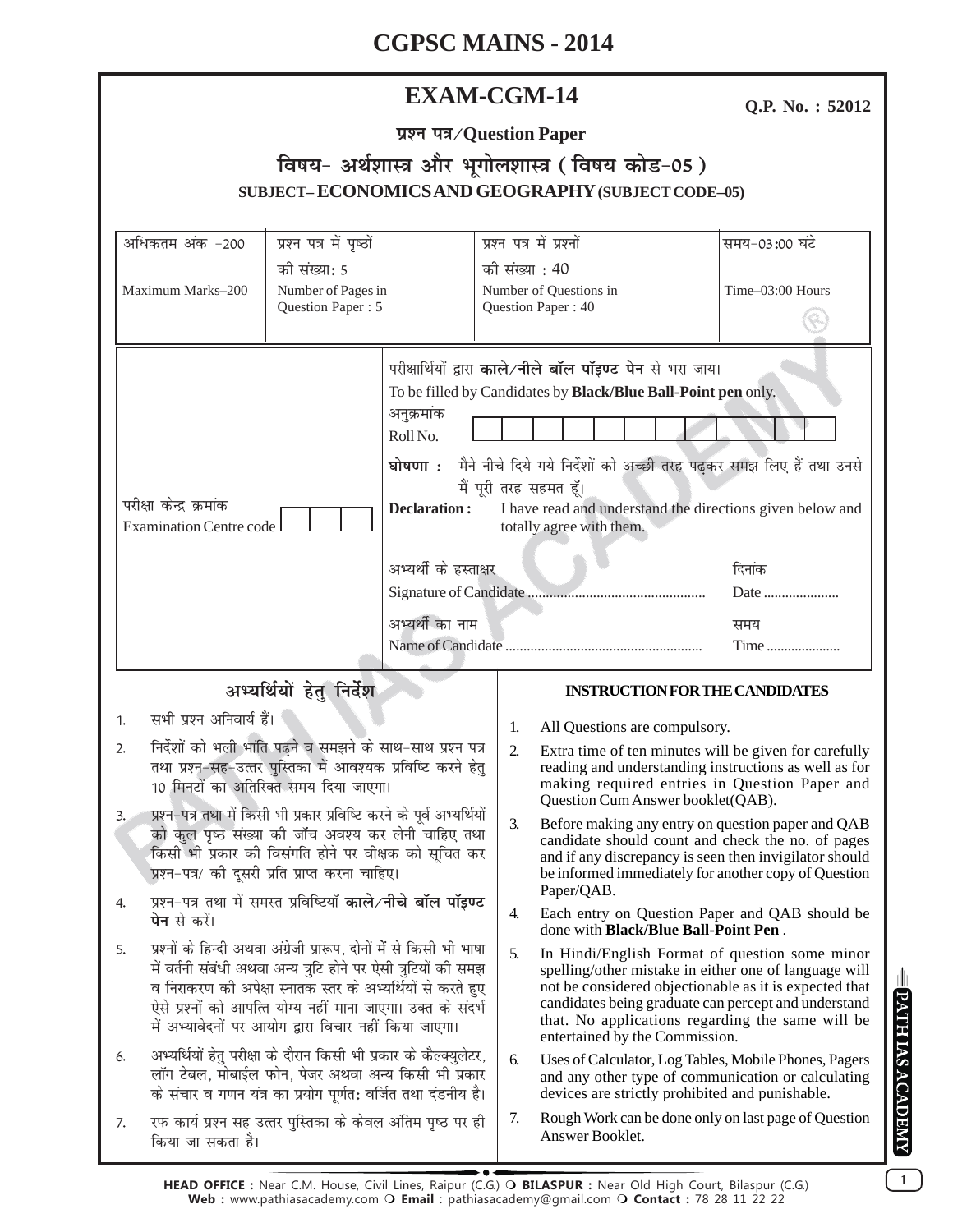# CGPSC MAINS - 2014

## EXAM-CGM-14

**Q.P. No. : 52012**

**प्रश्न पत्र/Question Paper**

**विषय- अर्थशास्त्र और भूगोलशास्त्र (विषय कोड-05)**

**SUBJECT– ECONOMICS AND GEOGRAPHY (SUBJECT CODE–05)**

| अधिकतम अंक -200 | प्रश्न पत्र में पृष्ठों की संख्या: 5 | प्रश्न पत्र में प्रश्नों की संख्या : 40 | समय-03:00 घंटे |
|---|---|---|---|
| Maximum Marks–200 | Number of Pages in Question Paper : 5 | Number of Questions in Question Paper : 40 | Time–03:00 Hours |

परीक्षार्थियों द्वारा **काले/नीले बॉल पॉइण्ट पेन** से भरा जाय।

To be filled by Candidates by **Black/Blue Ball-Point pen** only.

परीक्षा केन्द्र क्रमांक / Examination Centre code

अनुक्रमांक / Roll No.

**घोषणा :** मैने नीचे दिये गये निर्देशों को अच्छी तरह पढ़कर समझ लिए हैं तथा उनसे मैं पूरी तरह सहमत हूँ।

**Declaration :** I have read and understand the directions given below and totally agree with them.

अभ्यर्थी के हस्ताक्षर / Signature of Candidate ................................................ दिनांक / Date ....................

अभ्यर्थी का नाम / Name of Candidate ...................................................... समय / Time ....................

### अभ्यर्थियों हेतु निर्देश

1. सभी प्रश्न अनिवार्य हैं।
2. निर्देशों को भली भांति पढ़ने व समझने के साथ-साथ प्रश्न पत्र तथा प्रश्न-सह-उत्तर पुस्तिका में आवश्यक प्रविष्टि करने हेतु 10 मिनटों का अतिरिक्त समय दिया जाएगा।
3. प्रश्न-पत्र तथा में किसी भी प्रकार प्रविष्टि करने के पूर्व अभ्यर्थियों को कुल पृष्ठ संख्या की जाँच अवश्य कर लेनी चाहिए तथा किसी भी प्रकार की विसंगति होने पर वीक्षक को सूचित कर प्रश्न-पत्र/ की दूसरी प्रति प्राप्त करना चाहिए।
4. प्रश्न-पत्र तथा में समस्त प्रविष्टियाँ **काले/नीचे बॉल पॉइण्ट पेन** से करें।
5. प्रश्नों के हिन्दी अथवा अंग्रेजी प्रारूप, दोनों में से किसी भी भाषा में वर्तनी संबंधी अथवा अन्य त्रुटि होने पर ऐसी त्रुटियों की समझ व निराकरण की अपेक्षा स्नातक स्तर के अभ्यर्थियों से करते हुए ऐसे प्रश्नों को आपत्ति योग्य नहीं माना जाएगा। उक्त के संदर्भ में अभ्यावेदनों पर आयोग द्वारा विचार नहीं किया जाएगा।
6. अभ्यर्थियों हेतु परीक्षा के दौरान किसी भी प्रकार के कैल्क्युलेटर, लॉग टेबल, मोबाईल फोन, पेजर अथवा अन्य किसी भी प्रकार के संचार व गणन यंत्र का प्रयोग पूर्णतः वर्जित तथा दंडनीय है।
7. रफ कार्य प्रश्न सह उत्तर पुस्तिका के केवल अंतिम पृष्ठ पर ही किया जा सकता है।

### INSTRUCTION FOR THE CANDIDATES

1. All Questions are compulsory.
2. Extra time of ten minutes will be given for carefully reading and understanding instructions as well as for making required entries in Question Paper and Question Cum Answer booklet(QAB).
3. Before making any entry on question paper and QAB candidate should count and check the no. of pages and if any discrepancy is seen then invigilator should be informed immediately for another copy of Question Paper/QAB.
4. Each entry on Question Paper and QAB should be done with **Black/Blue Ball-Point Pen**.
5. In Hindi/English Format of question some minor spelling/other mistake in either one of language will not be considered objectionable as it is expected that candidates being graduate can percept and understand that. No applications regarding the same will be entertained by the Commission.
6. Uses of Calculator, Log Tables, Mobile Phones, Pagers and any other type of communication or calculating devices are strictly prohibited and punishable.
7. Rough Work can be done only on last page of Question Answer Booklet.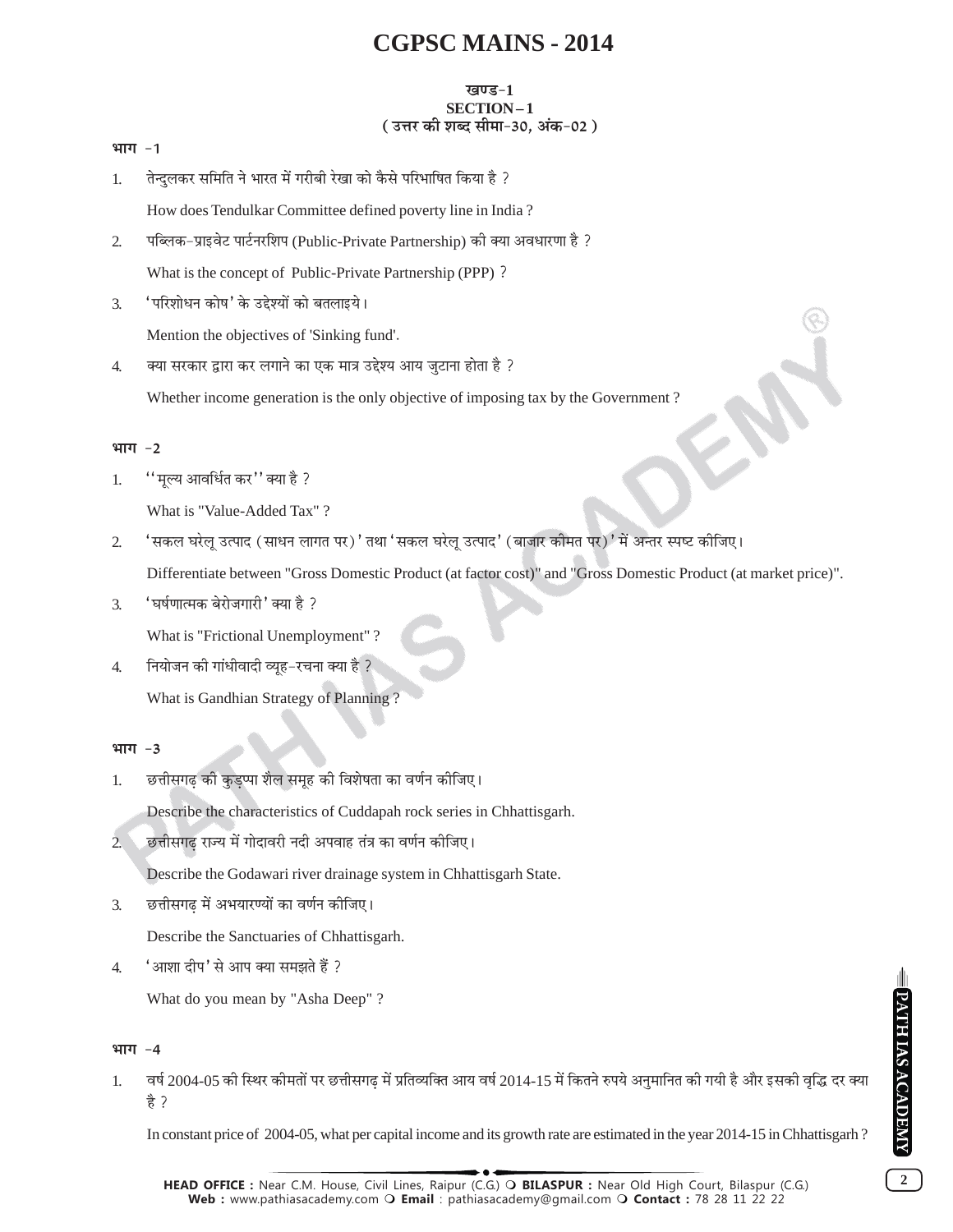# CGPSC MAINS - 2014

**खण्ड-1**
**SECTION – 1**
**( उत्तर की शब्द सीमा-30, अंक-02 )**

**भाग -1**

1. तेन्दुलकर समिति ने भारत में गरीबी रेखा को कैसे परिभाषित किया है ?

   How does Tendulkar Committee defined poverty line in India ?

2. पब्लिक-प्राइवेट पार्टनरशिप (Public-Private Partnership) की क्या अवधारणा है ?

   What is the concept of Public-Private Partnership (PPP) ?

3. 'परिशोधन कोष' के उद्देश्यों को बतलाइये।

   Mention the objectives of 'Sinking fund'.

4. क्या सरकार द्वारा कर लगाने का एक मात्र उद्देश्य आय जुटाना होता है ?

   Whether income generation is the only objective of imposing tax by the Government ?

**भाग -2**

1. ''मूल्य आवर्धित कर'' क्या है ?

   What is "Value-Added Tax" ?

2. 'सकल घरेलू उत्पाद (साधन लागत पर)' तथा 'सकल घरेलू उत्पाद' (बाजार कीमत पर)' में अन्तर स्पष्ट कीजिए।

   Differentiate between "Gross Domestic Product (at factor cost)" and "Gross Domestic Product (at market price)".

3. 'घर्षणात्मक बेरोजगारी' क्या है ?

   What is "Frictional Unemployment" ?

4. नियोजन की गांधीवादी व्यूह-रचना क्या है ?

   What is Gandhian Strategy of Planning ?

**भाग -3**

1. छत्तीसगढ़ की कुड़प्पा शैल समूह की विशेषता का वर्णन कीजिए।

   Describe the characteristics of Cuddapah rock series in Chhattisgarh.

2. छत्तीसगढ़ राज्य में गोदावरी नदी अपवाह तंत्र का वर्णन कीजिए।

   Describe the Godawari river drainage system in Chhattisgarh State.

3. छत्तीसगढ़ में अभयारण्यों का वर्णन कीजिए।

   Describe the Sanctuaries of Chhattisgarh.

4. 'आशा दीप' से आप क्या समझते हैं ?

   What do you mean by "Asha Deep" ?

**भाग -4**

1. वर्ष 2004-05 की स्थिर कीमतों पर छत्तीसगढ़ में प्रतिव्यक्ति आय वर्ष 2014-15 में कितने रुपये अनुमानित की गयी है और इसकी वृद्धि दर क्या है ?

   In constant price of 2004-05, what per capital income and its growth rate are estimated in the year 2014-15 in Chhattisgarh ?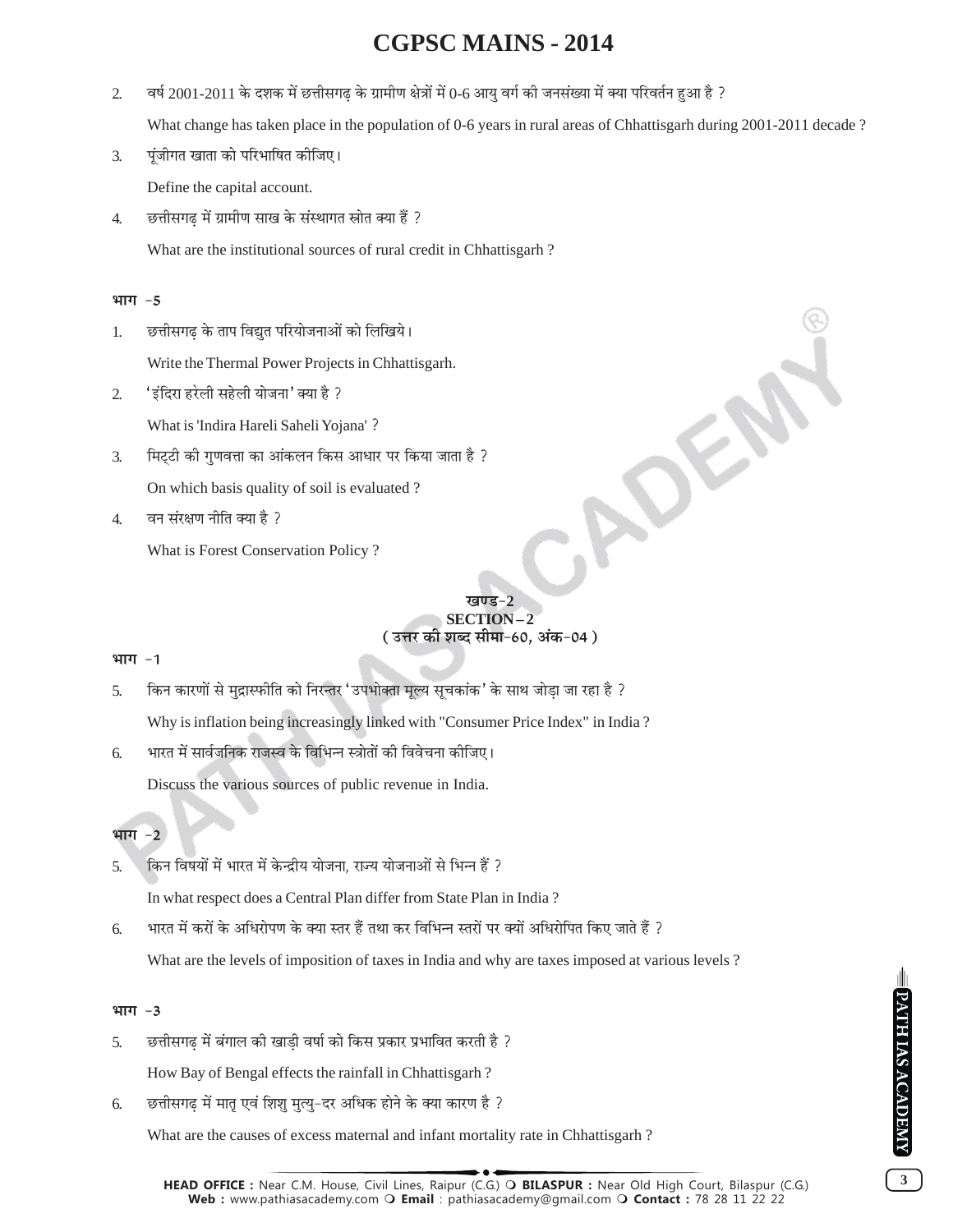2. वर्ष 2001-2011 के दशक में छत्तीसगढ़ के ग्रामीण क्षेत्रों में 0-6 आयु वर्ग की जनसंख्या में क्या परिवर्तन हुआ है ?

   What change has taken place in the population of 0-6 years in rural areas of Chhattisgarh during 2001-2011 decade ?

3. पूंजीगत खाता को परिभाषित कीजिए।

   Define the capital account.

4. छत्तीसगढ़ में ग्रामीण साख के संस्थागत स्रोत क्या हैं ?

   What are the institutional sources of rural credit in Chhattisgarh ?

**भाग -5**

1. छत्तीसगढ़ के ताप विद्युत परियोजनाओं को लिखिये।

   Write the Thermal Power Projects in Chhattisgarh.

2. 'इंदिरा हरेली सहेली योजना' क्या है ?

   What is 'Indira Hareli Saheli Yojana' ?

3. मिट्टी की गुणवत्ता का आंकलन किस आधार पर किया जाता है ?

   On which basis quality of soil is evaluated ?

4. वन संरक्षण नीति क्या है ?

   What is Forest Conservation Policy ?

**खण्ड-2**
**SECTION – 2**
**( उत्तर की शब्द सीमा-60, अंक-04 )**

**भाग -1**

5. किन कारणों से मुद्रास्फीति को निरन्तर 'उपभोक्ता मूल्य सूचकांक' के साथ जोड़ा जा रहा है ?

   Why is inflation being increasingly linked with "Consumer Price Index" in India ?

6. भारत में सार्वजनिक राजस्व के विभिन्न स्त्रोतों की विवेचना कीजिए।

   Discuss the various sources of public revenue in India.

**भाग -2**

5. किन विषयों में भारत में केन्द्रीय योजना, राज्य योजनाओं से भिन्न हैं ?

   In what respect does a Central Plan differ from State Plan in India ?

6. भारत में करों के अधिरोपण के क्या स्तर हैं तथा कर विभिन्न स्तरों पर क्यों अधिरोपित किए जाते हैं ?

   What are the levels of imposition of taxes in India and why are taxes imposed at various levels ?

**भाग -3**

5. छत्तीसगढ़ में बंगाल की खाड़ी वर्षा को किस प्रकार प्रभावित करती है ?

   How Bay of Bengal effects the rainfall in Chhattisgarh ?

6. छत्तीसगढ़ में मातृ एवं शिशु मुत्यु-दर अधिक होने के क्या कारण है ?

   What are the causes of excess maternal and infant mortality rate in Chhattisgarh ?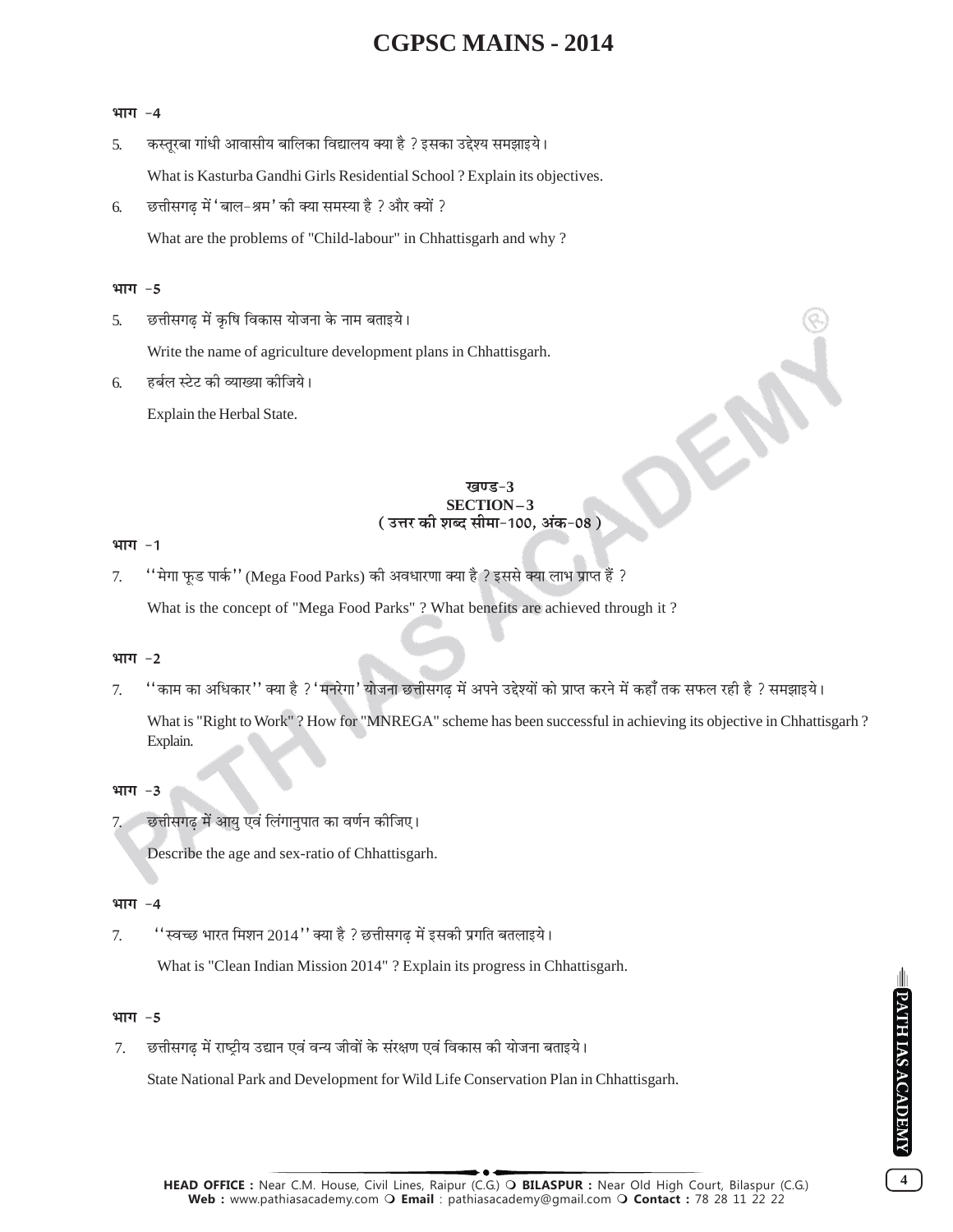**भाग -4**

5. कस्तूरबा गांधी आवासीय बालिका विद्यालय क्या है ? इसका उद्देश्य समझाइये।

   What is Kasturba Gandhi Girls Residential School ? Explain its objectives.

6. छत्तीसगढ़ में 'बाल-श्रम' की क्या समस्या है ? और क्यों ?

   What are the problems of "Child-labour" in Chhattisgarh and why ?

**भाग -5**

5. छत्तीसगढ़ में कृषि विकास योजना के नाम बताइये।

   Write the name of agriculture development plans in Chhattisgarh.

6. हर्बल स्टेट की व्याख्या कीजिये।

   Explain the Herbal State.

## खण्ड-3
## SECTION – 3
### ( उत्तर की शब्द सीमा-100, अंक-08 )

**भाग -1**

7. ''मेगा फूड पार्क'' (Mega Food Parks) की अवधारणा क्या है ? इससे क्या लाभ प्राप्त हैं ?

   What is the concept of "Mega Food Parks" ? What benefits are achieved through it ?

**भाग -2**

7. ''काम का अधिकार'' क्या है ? 'मनरेगा' योजना छत्तीसगढ़ में अपने उद्देश्यों को प्राप्त करने में कहाँ तक सफल रही है ? समझाइये।

   What is "Right to Work" ? How for "MNREGA" scheme has been successful in achieving its objective in Chhattisgarh ? Explain.

**भाग -3**

7. छत्तीसगढ़ में आयु एवं लिंगानुपात का वर्णन कीजिए।

   Describe the age and sex-ratio of Chhattisgarh.

**भाग -4**

7. ''स्वच्छ भारत मिशन 2014'' क्या है ? छत्तीसगढ़ में इसकी प्रगति बतलाइये।

   What is "Clean Indian Mission 2014" ? Explain its progress in Chhattisgarh.

**भाग -5**

7. छत्तीसगढ़ में राष्ट्रीय उद्यान एवं वन्य जीवों के संरक्षण एवं विकास की योजना बताइये।

   State National Park and Development for Wild Life Conservation Plan in Chhattisgarh.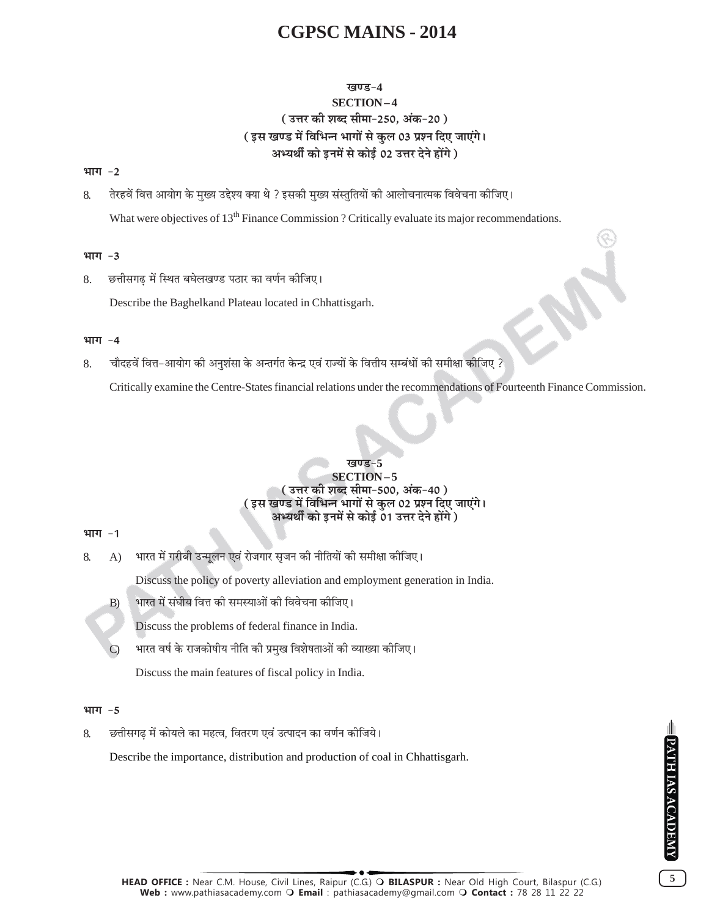## खण्ड-4
## SECTION – 4

**( उत्तर की शब्द सीमा-250, अंक-20 )**
**( इस खण्ड में विभिन्न भागों से कुल 03 प्रश्न दिए जाएंगे। अभ्यर्थी को इनमें से कोई 02 उत्तर देने होंगे )**

**भाग -2**

8. तेरहवें वित्त आयोग के मुख्य उद्देश्य क्या थे ? इसकी मुख्य संस्तुतियों की आलोचनात्मक विवेचना कीजिए।

   What were objectives of 13th Finance Commission ? Critically evaluate its major recommendations.

**भाग -3**

8. छत्तीसगढ़ में स्थित बघेलखण्ड पठार का वर्णन कीजिए।

   Describe the Baghelkand Plateau located in Chhattisgarh.

**भाग -4**

8. चौदहवें वित्त-आयोग की अनुशंसा के अन्तर्गत केन्द्र एवं राज्यों के वित्तीय सम्बंधों की समीक्षा कीजिए ?

   Critically examine the Centre-States financial relations under the recommendations of Fourteenth Finance Commission.

## खण्ड-5
## SECTION – 5

**( उत्तर की शब्द सीमा-500, अंक-40 )**
**( इस खण्ड में विभिन्न भागों से कुल 02 प्रश्न दिए जाएंगे। अभ्यर्थी को इनमें से कोई 01 उत्तर देने होंगे )**

**भाग -1**

8. A) भारत में गरीबी उन्मूलन एवं रोजगार सृजन की नीतियों की समीक्षा कीजिए।

   Discuss the policy of poverty alleviation and employment generation in India.

   B) भारत में संघीय वित्त की समस्याओं की विवेचना कीजिए।

   Discuss the problems of federal finance in India.

   C) भारत वर्ष के राजकोषीय नीति की प्रमुख विशेषताओं की व्याख्या कीजिए।

   Discuss the main features of fiscal policy in India.

**भाग -5**

8. छत्तीसगढ़ में कोयले का महत्व, वितरण एवं उत्पादन का वर्णन कीजिये।

   Describe the importance, distribution and production of coal in Chhattisgarh.